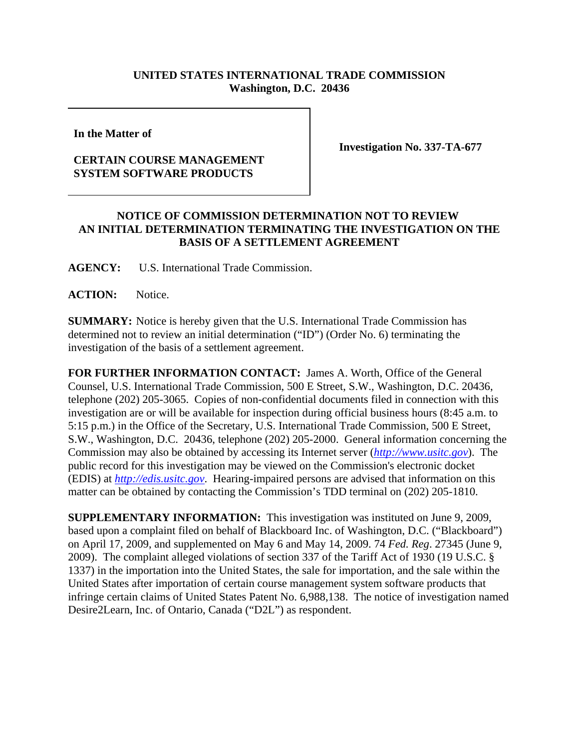**UNITED STATES INTERNATIONAL TRADE COMMISSION**
**Washington, D.C. 20436**

| | |
|---|---|
| **In the Matter of**<br><br>**CERTAIN COURSE MANAGEMENT SYSTEM SOFTWARE PRODUCTS** | **Investigation No. 337-TA-677** |

## NOTICE OF COMMISSION DETERMINATION NOT TO REVIEW AN INITIAL DETERMINATION TERMINATING THE INVESTIGATION ON THE BASIS OF A SETTLEMENT AGREEMENT

**AGENCY:** U.S. International Trade Commission.

**ACTION:** Notice.

**SUMMARY:** Notice is hereby given that the U.S. International Trade Commission has determined not to review an initial determination ("ID") (Order No. 6) terminating the investigation of the basis of a settlement agreement.

**FOR FURTHER INFORMATION CONTACT:** James A. Worth, Office of the General Counsel, U.S. International Trade Commission, 500 E Street, S.W., Washington, D.C. 20436, telephone (202) 205-3065. Copies of non-confidential documents filed in connection with this investigation are or will be available for inspection during official business hours (8:45 a.m. to 5:15 p.m.) in the Office of the Secretary, U.S. International Trade Commission, 500 E Street, S.W., Washington, D.C. 20436, telephone (202) 205-2000. General information concerning the Commission may also be obtained by accessing its Internet server (*http://www.usitc.gov*). The public record for this investigation may be viewed on the Commission's electronic docket (EDIS) at *http://edis.usitc.gov*. Hearing-impaired persons are advised that information on this matter can be obtained by contacting the Commission's TDD terminal on (202) 205-1810.

**SUPPLEMENTARY INFORMATION:** This investigation was instituted on June 9, 2009, based upon a complaint filed on behalf of Blackboard Inc. of Washington, D.C. ("Blackboard") on April 17, 2009, and supplemented on May 6 and May 14, 2009. 74 *Fed. Reg*. 27345 (June 9, 2009). The complaint alleged violations of section 337 of the Tariff Act of 1930 (19 U.S.C. § 1337) in the importation into the United States, the sale for importation, and the sale within the United States after importation of certain course management system software products that infringe certain claims of United States Patent No. 6,988,138. The notice of investigation named Desire2Learn, Inc. of Ontario, Canada ("D2L") as respondent.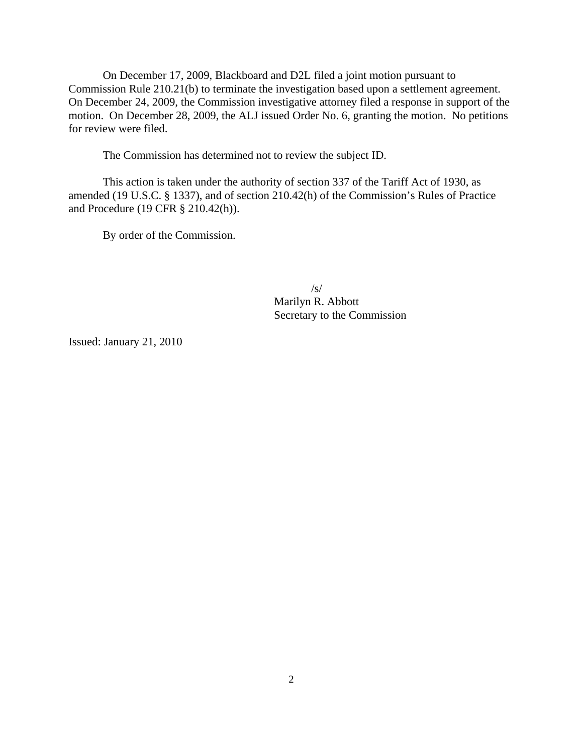On December 17, 2009, Blackboard and D2L filed a joint motion pursuant to Commission Rule 210.21(b) to terminate the investigation based upon a settlement agreement. On December 24, 2009, the Commission investigative attorney filed a response in support of the motion. On December 28, 2009, the ALJ issued Order No. 6, granting the motion. No petitions for review were filed.

The Commission has determined not to review the subject ID.

This action is taken under the authority of section 337 of the Tariff Act of 1930, as amended (19 U.S.C. § 1337), and of section 210.42(h) of the Commission's Rules of Practice and Procedure (19 CFR § 210.42(h)).

By order of the Commission.

/s/
Marilyn R. Abbott
Secretary to the Commission

Issued: January 21, 2010